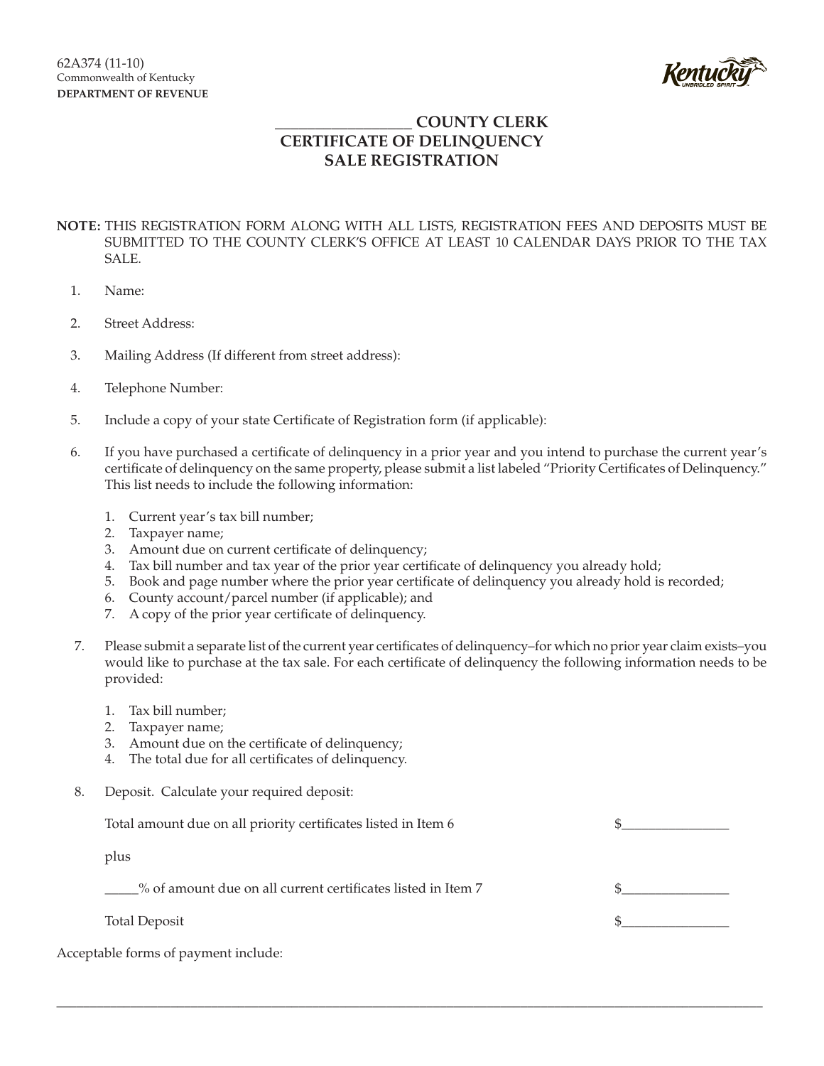62A374 (11-10)
Commonwealth of Kentucky
**DEPARTMENT OF REVENUE**

# _________________ COUNTY CLERK
# CERTIFICATE OF DELINQUENCY
# SALE REGISTRATION

**NOTE:** THIS REGISTRATION FORM ALONG WITH ALL LISTS, REGISTRATION FEES AND DEPOSITS MUST BE SUBMITTED TO THE COUNTY CLERK'S OFFICE AT LEAST 10 CALENDAR DAYS PRIOR TO THE TAX SALE.

1. Name:

2. Street Address:

3. Mailing Address (If different from street address):

4. Telephone Number:

5. Include a copy of your state Certificate of Registration form (if applicable):

6. If you have purchased a certificate of delinquency in a prior year and you intend to purchase the current year's certificate of delinquency on the same property, please submit a list labeled "Priority Certificates of Delinquency." This list needs to include the following information:

   1. Current year's tax bill number;
   2. Taxpayer name;
   3. Amount due on current certificate of delinquency;
   4. Tax bill number and tax year of the prior year certificate of delinquency you already hold;
   5. Book and page number where the prior year certificate of delinquency you already hold is recorded;
   6. County account/parcel number (if applicable); and
   7. A copy of the prior year certificate of delinquency.

7. Please submit a separate list of the current year certificates of delinquency–for which no prior year claim exists–you would like to purchase at the tax sale. For each certificate of delinquency the following information needs to be provided:

   1. Tax bill number;
   2. Taxpayer name;
   3. Amount due on the certificate of delinquency;
   4. The total due for all certificates of delinquency.

8. Deposit. Calculate your required deposit:

   Total amount due on all priority certificates listed in Item 6 $________________

   plus

   _____% of amount due on all current certificates listed in Item 7 $________________

   Total Deposit $________________

Acceptable forms of payment include: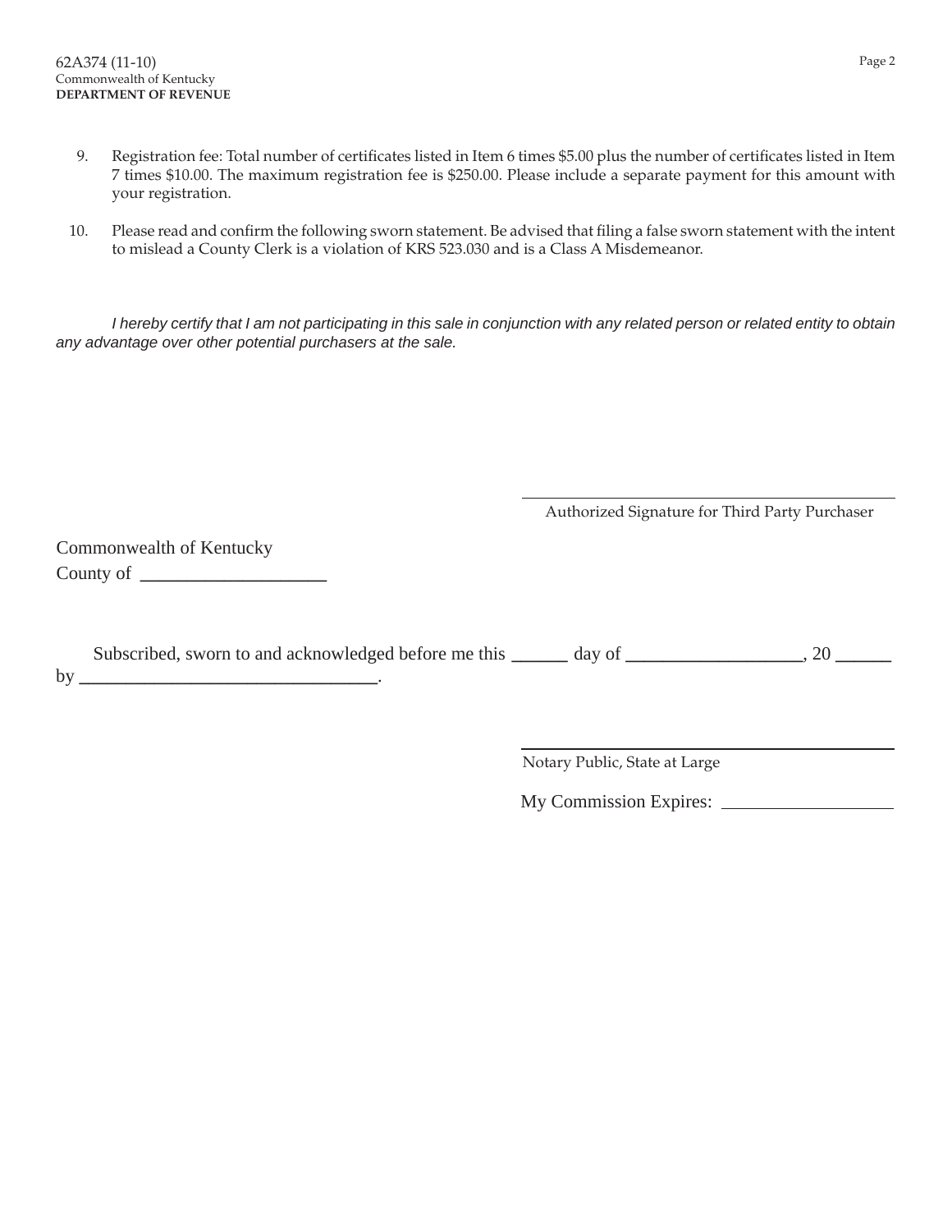9. Registration fee: Total number of certificates listed in Item 6 times $5.00 plus the number of certificates listed in Item 7 times $10.00. The maximum registration fee is $250.00. Please include a separate payment for this amount with your registration.

10. Please read and confirm the following sworn statement. Be advised that filing a false sworn statement with the intent to mislead a County Clerk is a violation of KRS 523.030 and is a Class A Misdemeanor.

*I hereby certify that I am not participating in this sale in conjunction with any related person or related entity to obtain any advantage over other potential purchasers at the sale.*

_______________________________________
Authorized Signature for Third Party Purchaser

Commonwealth of Kentucky
County of ____________________

Subscribed, sworn to and acknowledged before me this ______ day of ___________________, 20 ______ by ________________________________.

_______________________________________
Notary Public, State at Large

My Commission Expires: ____________________